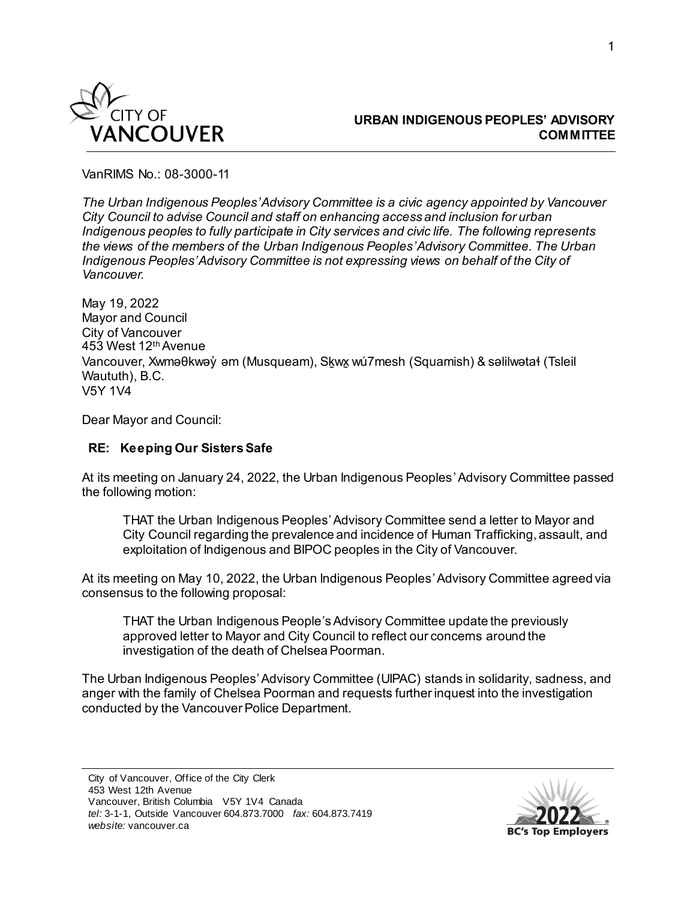# URBAN INDIGENOUS PEOPLES' ADVISORY COMMITTEE

VanRIMS No.: 08-3000-11

*The Urban Indigenous Peoples' Advisory Committee is a civic agency appointed by Vancouver City Council to advise Council and staff on enhancing access and inclusion for urban Indigenous peoples to fully participate in City services and civic life. The following represents the views of the members of the Urban Indigenous Peoples' Advisory Committee. The Urban Indigenous Peoples' Advisory Committee is not expressing views on behalf of the City of Vancouver.*

May 19, 2022
Mayor and Council
City of Vancouver
453 West 12th Avenue
Vancouver, Xʷməθkʷəy̓ əm (Musqueam), Sḵwx̱ wú7mesh (Squamish) & səlilwətaɬ (Tsleil Waututh), B.C.
V5Y 1V4

Dear Mayor and Council:

**RE: Keeping Our Sisters Safe**

At its meeting on January 24, 2022, the Urban Indigenous Peoples' Advisory Committee passed the following motion:

> THAT the Urban Indigenous Peoples' Advisory Committee send a letter to Mayor and City Council regarding the prevalence and incidence of Human Trafficking, assault, and exploitation of Indigenous and BIPOC peoples in the City of Vancouver.

At its meeting on May 10, 2022, the Urban Indigenous Peoples' Advisory Committee agreed via consensus to the following proposal:

> THAT the Urban Indigenous People's Advisory Committee update the previously approved letter to Mayor and City Council to reflect our concerns around the investigation of the death of Chelsea Poorman.

The Urban Indigenous Peoples' Advisory Committee (UIPAC) stands in solidarity, sadness, and anger with the family of Chelsea Poorman and requests further inquest into the investigation conducted by the Vancouver Police Department.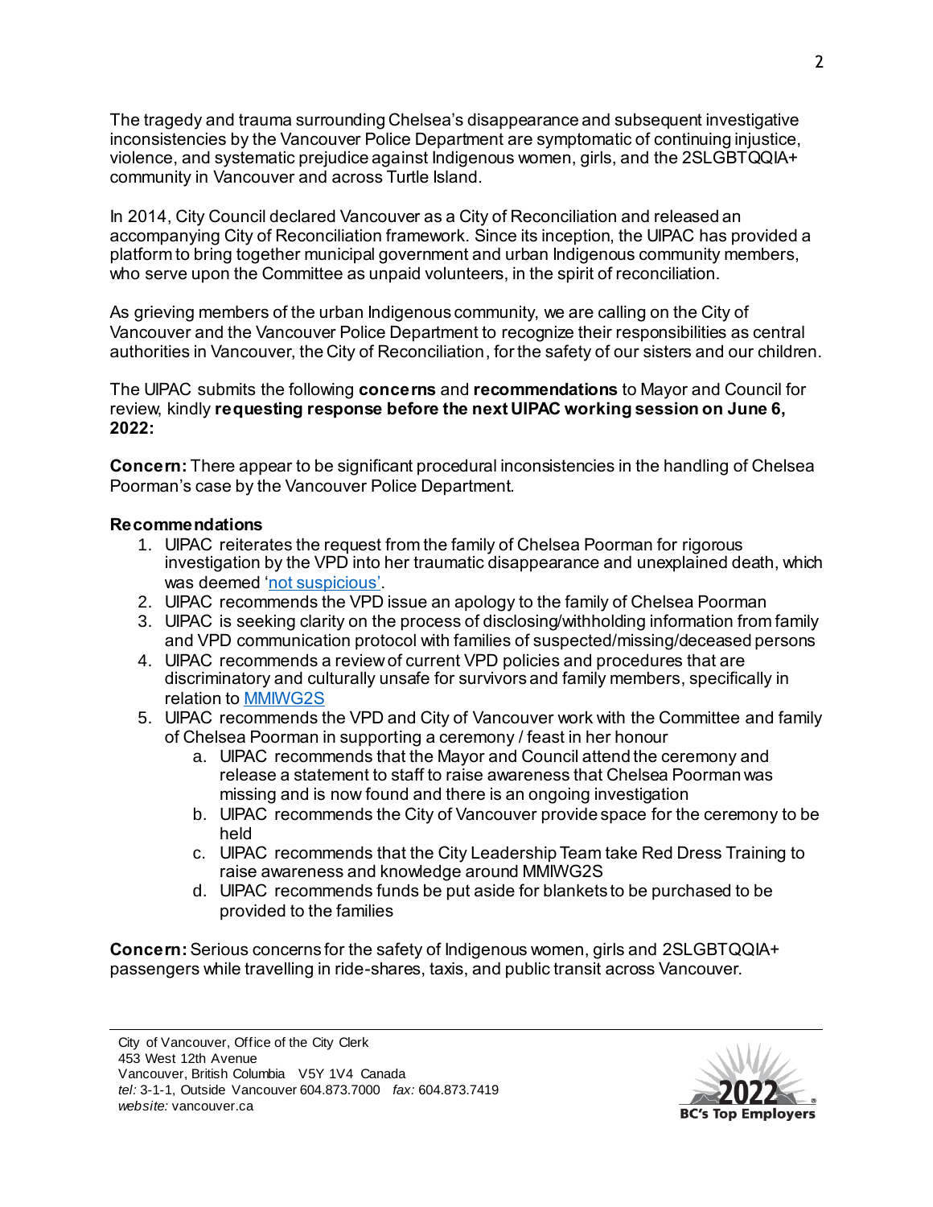The tragedy and trauma surrounding Chelsea's disappearance and subsequent investigative inconsistencies by the Vancouver Police Department are symptomatic of continuing injustice, violence, and systematic prejudice against Indigenous women, girls, and the 2SLGBTQQIA+ community in Vancouver and across Turtle Island.

In 2014, City Council declared Vancouver as a City of Reconciliation and released an accompanying City of Reconciliation framework. Since its inception, the UIPAC has provided a platform to bring together municipal government and urban Indigenous community members, who serve upon the Committee as unpaid volunteers, in the spirit of reconciliation.

As grieving members of the urban Indigenous community, we are calling on the City of Vancouver and the Vancouver Police Department to recognize their responsibilities as central authorities in Vancouver, the City of Reconciliation, for the safety of our sisters and our children.

The UIPAC submits the following **concerns** and **recommendations** to Mayor and Council for review, kindly **requesting response before the next UIPAC working session on June 6, 2022:**

**Concern:** There appear to be significant procedural inconsistencies in the handling of Chelsea Poorman's case by the Vancouver Police Department.

**Recommendations**

1. UIPAC reiterates the request from the family of Chelsea Poorman for rigorous investigation by the VPD into her traumatic disappearance and unexplained death, which was deemed 'not suspicious'.
2. UIPAC recommends the VPD issue an apology to the family of Chelsea Poorman
3. UIPAC is seeking clarity on the process of disclosing/withholding information from family and VPD communication protocol with families of suspected/missing/deceased persons
4. UIPAC recommends a review of current VPD policies and procedures that are discriminatory and culturally unsafe for survivors and family members, specifically in relation to MMIWG2S
5. UIPAC recommends the VPD and City of Vancouver work with the Committee and family of Chelsea Poorman in supporting a ceremony / feast in her honour
    a. UIPAC recommends that the Mayor and Council attend the ceremony and release a statement to staff to raise awareness that Chelsea Poorman was missing and is now found and there is an ongoing investigation
    b. UIPAC recommends the City of Vancouver provide space for the ceremony to be held
    c. UIPAC recommends that the City Leadership Team take Red Dress Training to raise awareness and knowledge around MMIWG2S
    d. UIPAC recommends funds be put aside for blankets to be purchased to be provided to the families

**Concern:** Serious concerns for the safety of Indigenous women, girls and 2SLGBTQQIA+ passengers while travelling in ride-shares, taxis, and public transit across Vancouver.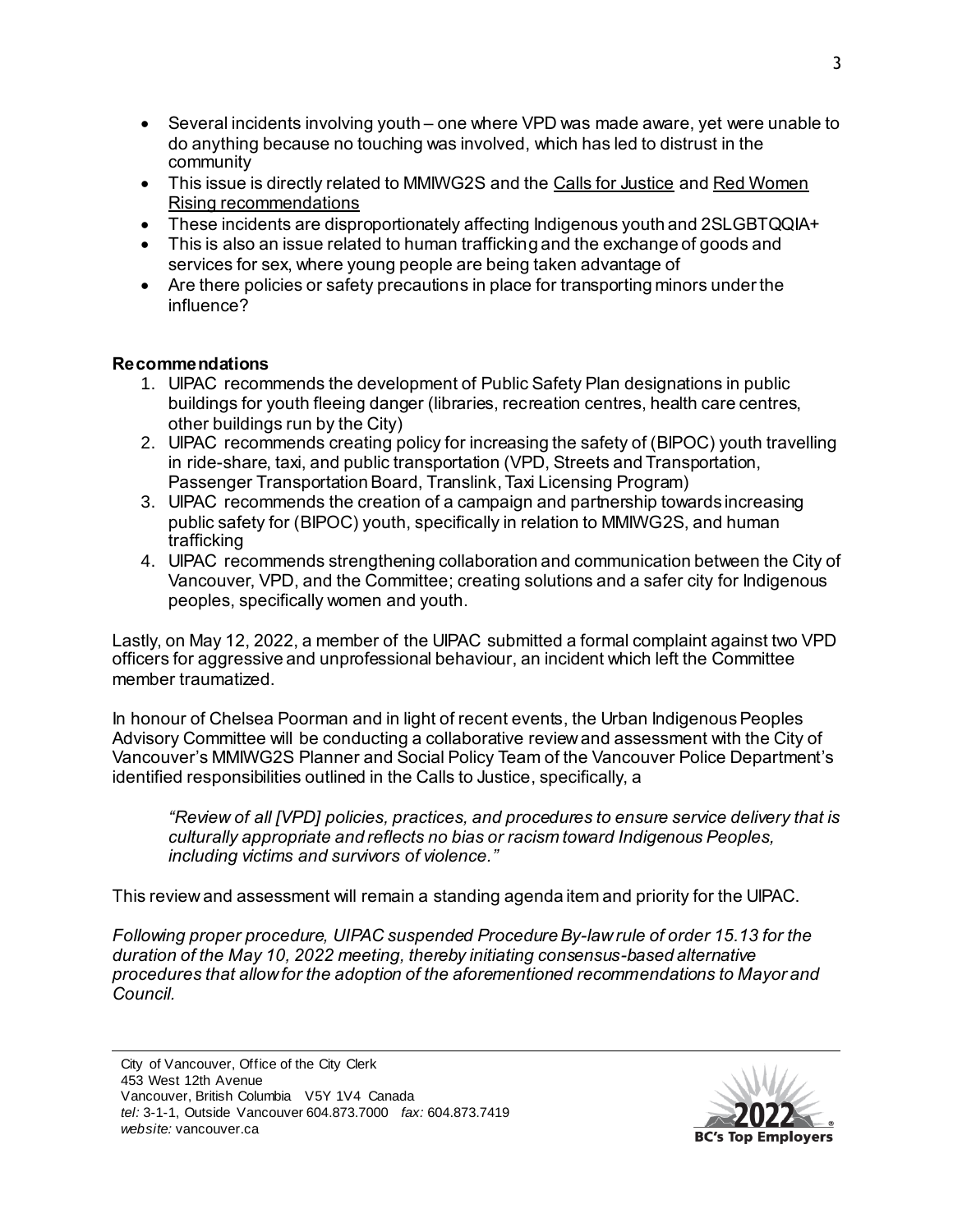- Several incidents involving youth – one where VPD was made aware, yet were unable to do anything because no touching was involved, which has led to distrust in the community
- This issue is directly related to MMIWG2S and the Calls for Justice and Red Women Rising recommendations
- These incidents are disproportionately affecting Indigenous youth and 2SLGBTQQIA+
- This is also an issue related to human trafficking and the exchange of goods and services for sex, where young people are being taken advantage of
- Are there policies or safety precautions in place for transporting minors under the influence?

**Recommendations**

1. UIPAC recommends the development of Public Safety Plan designations in public buildings for youth fleeing danger (libraries, recreation centres, health care centres, other buildings run by the City)
2. UIPAC recommends creating policy for increasing the safety of (BIPOC) youth travelling in ride-share, taxi, and public transportation (VPD, Streets and Transportation, Passenger Transportation Board, Translink, Taxi Licensing Program)
3. UIPAC recommends the creation of a campaign and partnership towards increasing public safety for (BIPOC) youth, specifically in relation to MMIWG2S, and human trafficking
4. UIPAC recommends strengthening collaboration and communication between the City of Vancouver, VPD, and the Committee; creating solutions and a safer city for Indigenous peoples, specifically women and youth.

Lastly, on May 12, 2022, a member of the UIPAC submitted a formal complaint against two VPD officers for aggressive and unprofessional behaviour, an incident which left the Committee member traumatized.

In honour of Chelsea Poorman and in light of recent events, the Urban Indigenous Peoples Advisory Committee will be conducting a collaborative review and assessment with the City of Vancouver's MMIWG2S Planner and Social Policy Team of the Vancouver Police Department's identified responsibilities outlined in the Calls to Justice, specifically, a

> *"Review of all [VPD] policies, practices, and procedures to ensure service delivery that is culturally appropriate and reflects no bias or racism toward Indigenous Peoples, including victims and survivors of violence."*

This review and assessment will remain a standing agenda item and priority for the UIPAC.

*Following proper procedure, UIPAC suspended Procedure By-law rule of order 15.13 for the duration of the May 10, 2022 meeting, thereby initiating consensus-based alternative procedures that allow for the adoption of the aforementioned recommendations to Mayor and Council.*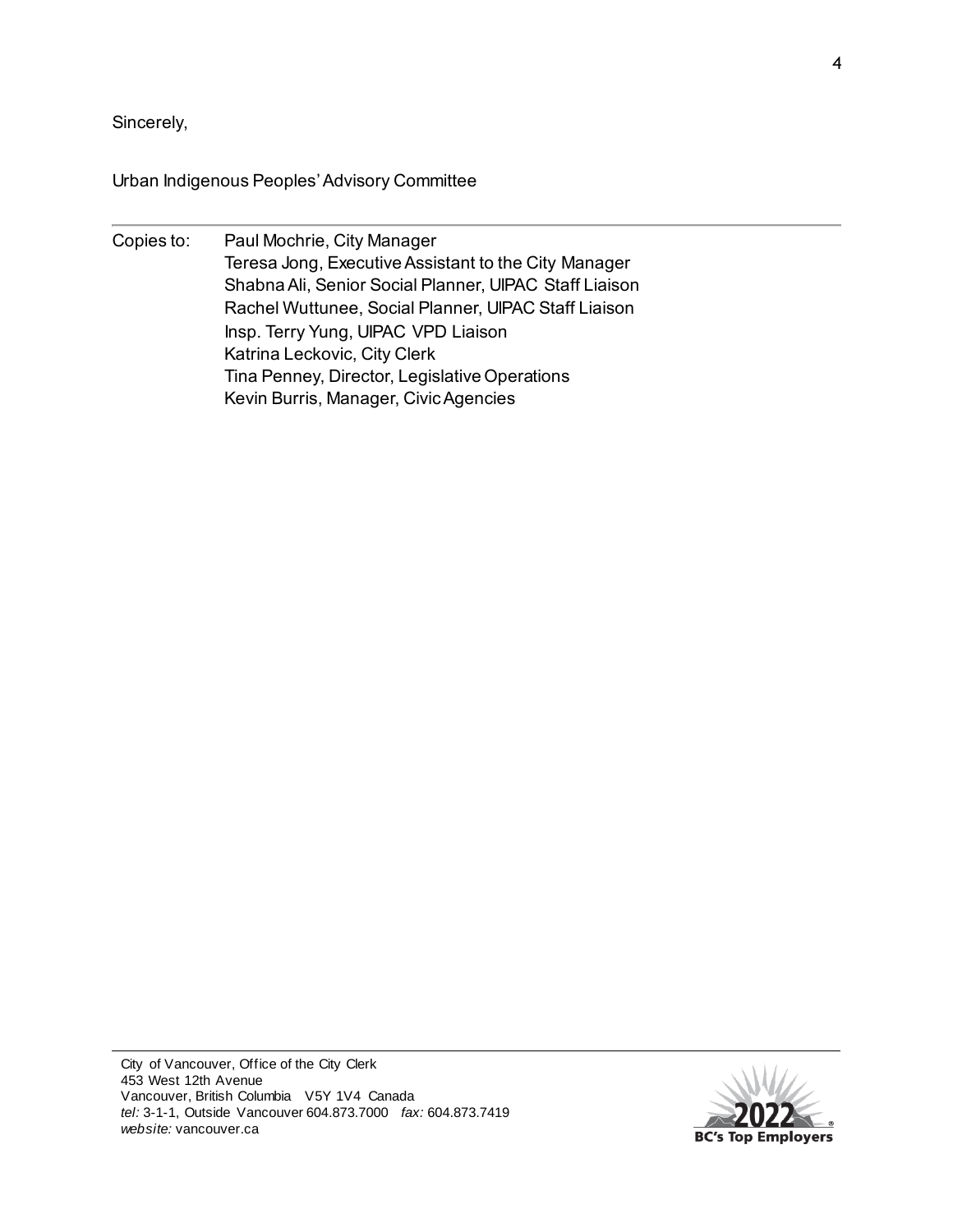Sincerely,

Urban Indigenous Peoples' Advisory Committee

---

Copies to: Paul Mochrie, City Manager
Teresa Jong, Executive Assistant to the City Manager
Shabna Ali, Senior Social Planner, UIPAC Staff Liaison
Rachel Wuttunee, Social Planner, UIPAC Staff Liaison
Insp. Terry Yung, UIPAC VPD Liaison
Katrina Leckovic, City Clerk
Tina Penney, Director, Legislative Operations
Kevin Burris, Manager, Civic Agencies

---

City of Vancouver, Office of the City Clerk
453 West 12th Avenue
Vancouver, British Columbia V5Y 1V4 Canada
*tel:* 3-1-1, Outside Vancouver 604.873.7000 *fax:* 604.873.7419
*website:* vancouver.ca

2022 BC's Top Employers